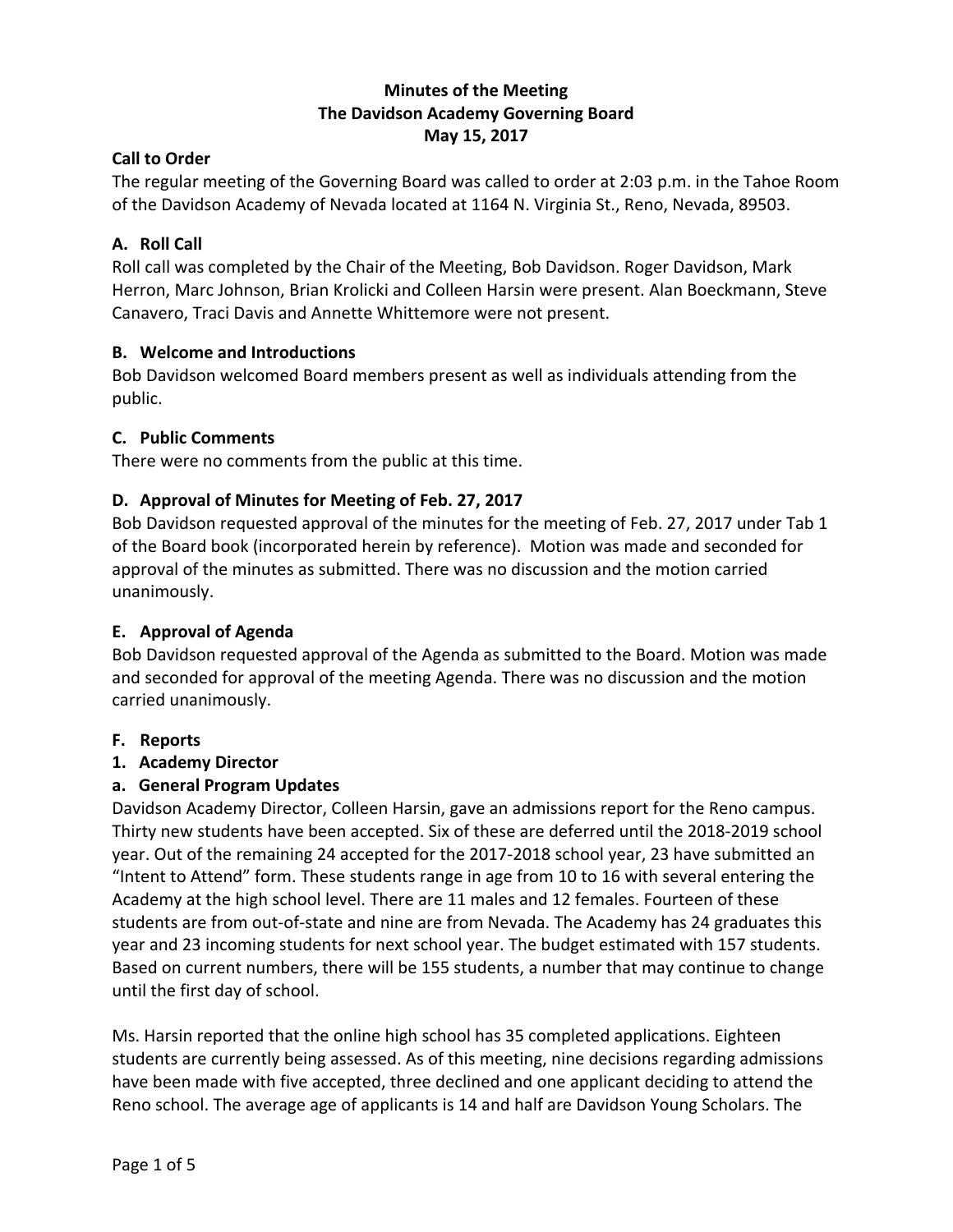# Minutes of the Meeting
# The Davidson Academy Governing Board
# May 15, 2017

## Call to Order

The regular meeting of the Governing Board was called to order at 2:03 p.m. in the Tahoe Room of the Davidson Academy of Nevada located at 1164 N. Virginia St., Reno, Nevada, 89503.

## A. Roll Call

Roll call was completed by the Chair of the Meeting, Bob Davidson. Roger Davidson, Mark Herron, Marc Johnson, Brian Krolicki and Colleen Harsin were present. Alan Boeckmann, Steve Canavero, Traci Davis and Annette Whittemore were not present.

## B. Welcome and Introductions

Bob Davidson welcomed Board members present as well as individuals attending from the public.

## C. Public Comments

There were no comments from the public at this time.

## D. Approval of Minutes for Meeting of Feb. 27, 2017

Bob Davidson requested approval of the minutes for the meeting of Feb. 27, 2017 under Tab 1 of the Board book (incorporated herein by reference). Motion was made and seconded for approval of the minutes as submitted. There was no discussion and the motion carried unanimously.

## E. Approval of Agenda

Bob Davidson requested approval of the Agenda as submitted to the Board. Motion was made and seconded for approval of the meeting Agenda. There was no discussion and the motion carried unanimously.

## F. Reports

### 1. Academy Director

#### a. General Program Updates

Davidson Academy Director, Colleen Harsin, gave an admissions report for the Reno campus. Thirty new students have been accepted. Six of these are deferred until the 2018-2019 school year. Out of the remaining 24 accepted for the 2017-2018 school year, 23 have submitted an "Intent to Attend" form. These students range in age from 10 to 16 with several entering the Academy at the high school level. There are 11 males and 12 females. Fourteen of these students are from out-of-state and nine are from Nevada. The Academy has 24 graduates this year and 23 incoming students for next school year. The budget estimated with 157 students. Based on current numbers, there will be 155 students, a number that may continue to change until the first day of school.

Ms. Harsin reported that the online high school has 35 completed applications. Eighteen students are currently being assessed. As of this meeting, nine decisions regarding admissions have been made with five accepted, three declined and one applicant deciding to attend the Reno school. The average age of applicants is 14 and half are Davidson Young Scholars. The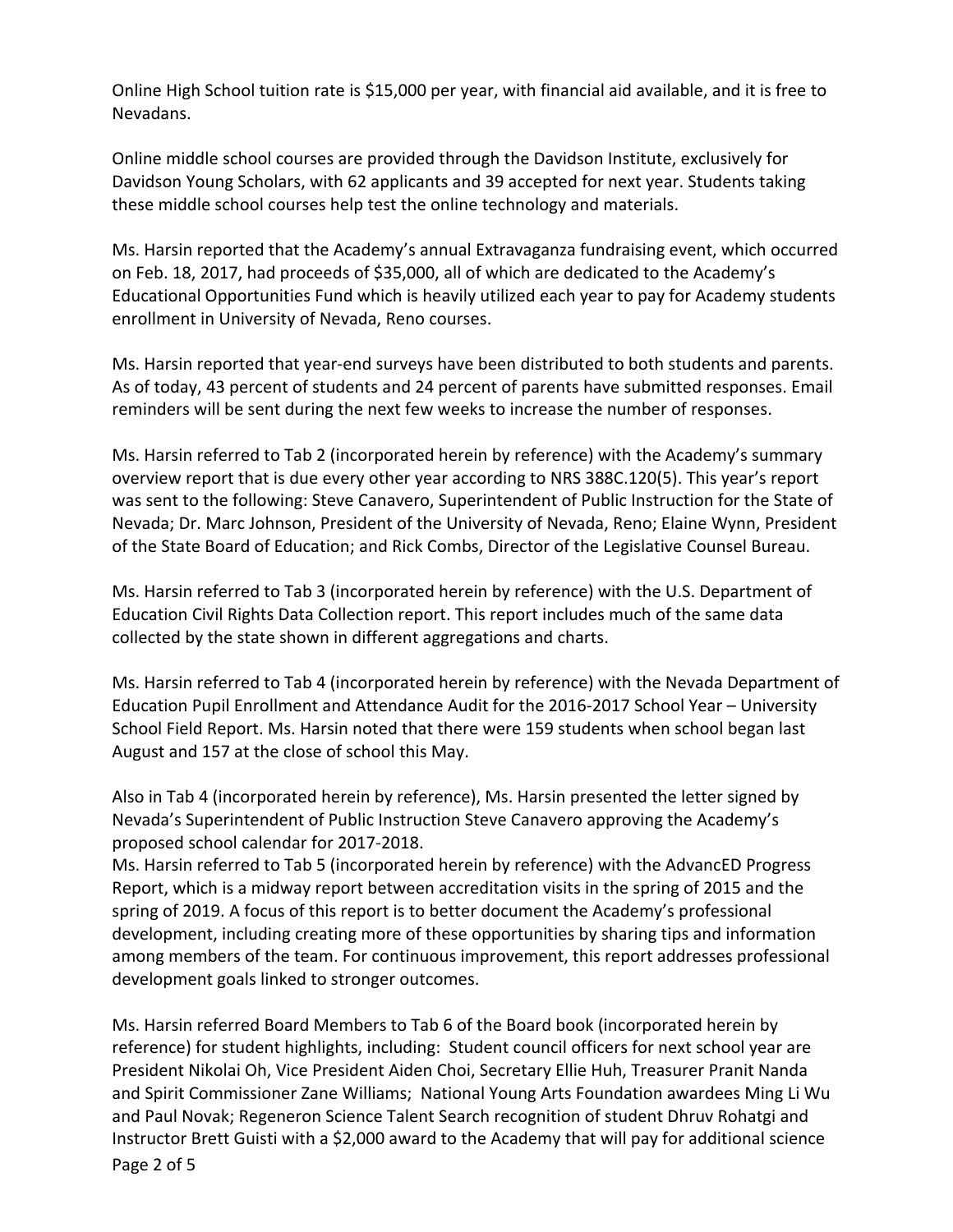Online High School tuition rate is $15,000 per year, with financial aid available, and it is free to Nevadans.

Online middle school courses are provided through the Davidson Institute, exclusively for Davidson Young Scholars, with 62 applicants and 39 accepted for next year. Students taking these middle school courses help test the online technology and materials.

Ms. Harsin reported that the Academy's annual Extravaganza fundraising event, which occurred on Feb. 18, 2017, had proceeds of $35,000, all of which are dedicated to the Academy's Educational Opportunities Fund which is heavily utilized each year to pay for Academy students enrollment in University of Nevada, Reno courses.

Ms. Harsin reported that year-end surveys have been distributed to both students and parents. As of today, 43 percent of students and 24 percent of parents have submitted responses. Email reminders will be sent during the next few weeks to increase the number of responses.

Ms. Harsin referred to Tab 2 (incorporated herein by reference) with the Academy's summary overview report that is due every other year according to NRS 388C.120(5). This year's report was sent to the following: Steve Canavero, Superintendent of Public Instruction for the State of Nevada; Dr. Marc Johnson, President of the University of Nevada, Reno; Elaine Wynn, President of the State Board of Education; and Rick Combs, Director of the Legislative Counsel Bureau.

Ms. Harsin referred to Tab 3 (incorporated herein by reference) with the U.S. Department of Education Civil Rights Data Collection report. This report includes much of the same data collected by the state shown in different aggregations and charts.

Ms. Harsin referred to Tab 4 (incorporated herein by reference) with the Nevada Department of Education Pupil Enrollment and Attendance Audit for the 2016-2017 School Year – University School Field Report. Ms. Harsin noted that there were 159 students when school began last August and 157 at the close of school this May.

Also in Tab 4 (incorporated herein by reference), Ms. Harsin presented the letter signed by Nevada's Superintendent of Public Instruction Steve Canavero approving the Academy's proposed school calendar for 2017-2018.

Ms. Harsin referred to Tab 5 (incorporated herein by reference) with the AdvancED Progress Report, which is a midway report between accreditation visits in the spring of 2015 and the spring of 2019. A focus of this report is to better document the Academy's professional development, including creating more of these opportunities by sharing tips and information among members of the team. For continuous improvement, this report addresses professional development goals linked to stronger outcomes.

Ms. Harsin referred Board Members to Tab 6 of the Board book (incorporated herein by reference) for student highlights, including: Student council officers for next school year are President Nikolai Oh, Vice President Aiden Choi, Secretary Ellie Huh, Treasurer Pranit Nanda and Spirit Commissioner Zane Williams; National Young Arts Foundation awardees Ming Li Wu and Paul Novak; Regeneron Science Talent Search recognition of student Dhruv Rohatgi and Instructor Brett Guisti with a $2,000 award to the Academy that will pay for additional science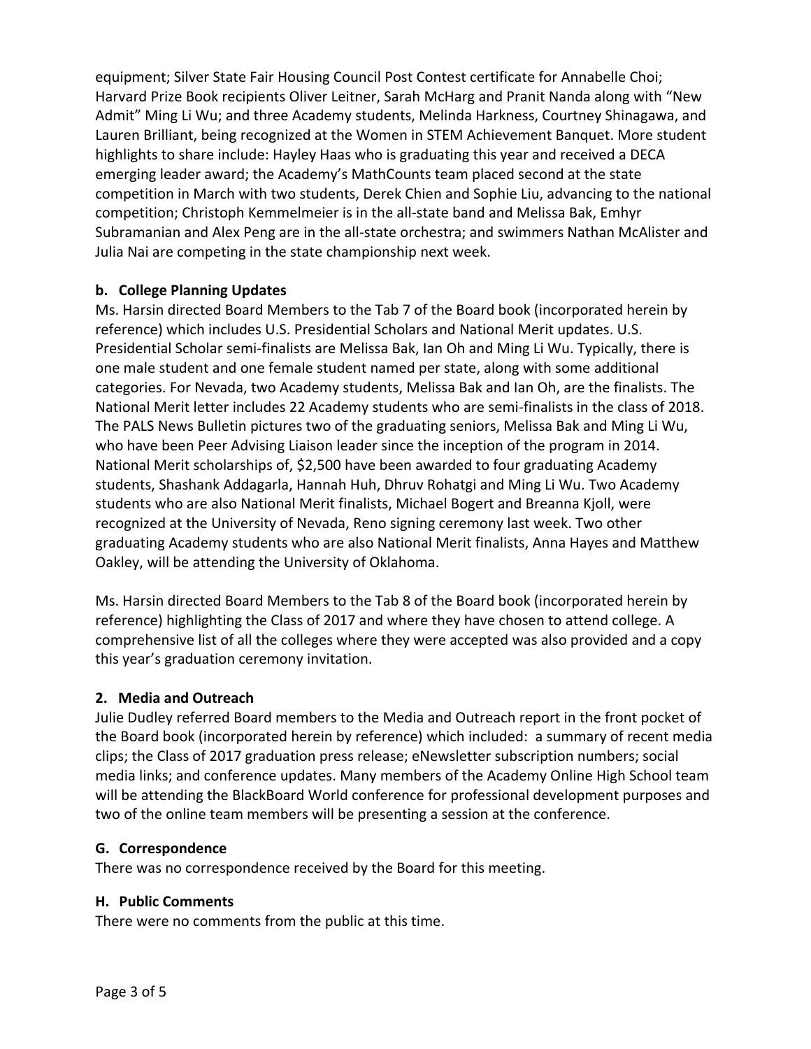equipment; Silver State Fair Housing Council Post Contest certificate for Annabelle Choi; Harvard Prize Book recipients Oliver Leitner, Sarah McHarg and Pranit Nanda along with "New Admit" Ming Li Wu; and three Academy students, Melinda Harkness, Courtney Shinagawa, and Lauren Brilliant, being recognized at the Women in STEM Achievement Banquet. More student highlights to share include: Hayley Haas who is graduating this year and received a DECA emerging leader award; the Academy's MathCounts team placed second at the state competition in March with two students, Derek Chien and Sophie Liu, advancing to the national competition; Christoph Kemmelmeier is in the all-state band and Melissa Bak, Emhyr Subramanian and Alex Peng are in the all-state orchestra; and swimmers Nathan McAlister and Julia Nai are competing in the state championship next week.

**b. College Planning Updates**

Ms. Harsin directed Board Members to the Tab 7 of the Board book (incorporated herein by reference) which includes U.S. Presidential Scholars and National Merit updates. U.S. Presidential Scholar semi-finalists are Melissa Bak, Ian Oh and Ming Li Wu. Typically, there is one male student and one female student named per state, along with some additional categories. For Nevada, two Academy students, Melissa Bak and Ian Oh, are the finalists. The National Merit letter includes 22 Academy students who are semi-finalists in the class of 2018. The PALS News Bulletin pictures two of the graduating seniors, Melissa Bak and Ming Li Wu, who have been Peer Advising Liaison leader since the inception of the program in 2014. National Merit scholarships of, $2,500 have been awarded to four graduating Academy students, Shashank Addagarla, Hannah Huh, Dhruv Rohatgi and Ming Li Wu. Two Academy students who are also National Merit finalists, Michael Bogert and Breanna Kjoll, were recognized at the University of Nevada, Reno signing ceremony last week. Two other graduating Academy students who are also National Merit finalists, Anna Hayes and Matthew Oakley, will be attending the University of Oklahoma.

Ms. Harsin directed Board Members to the Tab 8 of the Board book (incorporated herein by reference) highlighting the Class of 2017 and where they have chosen to attend college. A comprehensive list of all the colleges where they were accepted was also provided and a copy this year's graduation ceremony invitation.

**2. Media and Outreach**

Julie Dudley referred Board members to the Media and Outreach report in the front pocket of the Board book (incorporated herein by reference) which included: a summary of recent media clips; the Class of 2017 graduation press release; eNewsletter subscription numbers; social media links; and conference updates. Many members of the Academy Online High School team will be attending the BlackBoard World conference for professional development purposes and two of the online team members will be presenting a session at the conference.

**G. Correspondence**

There was no correspondence received by the Board for this meeting.

**H. Public Comments**

There were no comments from the public at this time.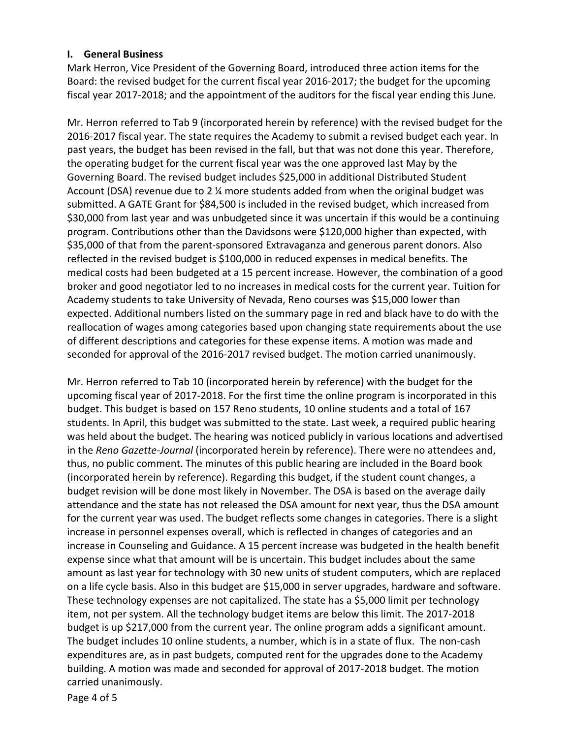## I. General Business

Mark Herron, Vice President of the Governing Board, introduced three action items for the Board: the revised budget for the current fiscal year 2016-2017; the budget for the upcoming fiscal year 2017-2018; and the appointment of the auditors for the fiscal year ending this June.

Mr. Herron referred to Tab 9 (incorporated herein by reference) with the revised budget for the 2016-2017 fiscal year. The state requires the Academy to submit a revised budget each year. In past years, the budget has been revised in the fall, but that was not done this year. Therefore, the operating budget for the current fiscal year was the one approved last May by the Governing Board. The revised budget includes $25,000 in additional Distributed Student Account (DSA) revenue due to 2 ¼ more students added from when the original budget was submitted. A GATE Grant for $84,500 is included in the revised budget, which increased from $30,000 from last year and was unbudgeted since it was uncertain if this would be a continuing program. Contributions other than the Davidsons were $120,000 higher than expected, with $35,000 of that from the parent-sponsored Extravaganza and generous parent donors. Also reflected in the revised budget is $100,000 in reduced expenses in medical benefits. The medical costs had been budgeted at a 15 percent increase. However, the combination of a good broker and good negotiator led to no increases in medical costs for the current year. Tuition for Academy students to take University of Nevada, Reno courses was $15,000 lower than expected. Additional numbers listed on the summary page in red and black have to do with the reallocation of wages among categories based upon changing state requirements about the use of different descriptions and categories for these expense items. A motion was made and seconded for approval of the 2016-2017 revised budget. The motion carried unanimously.

Mr. Herron referred to Tab 10 (incorporated herein by reference) with the budget for the upcoming fiscal year of 2017-2018. For the first time the online program is incorporated in this budget. This budget is based on 157 Reno students, 10 online students and a total of 167 students. In April, this budget was submitted to the state. Last week, a required public hearing was held about the budget. The hearing was noticed publicly in various locations and advertised in the *Reno Gazette-Journal* (incorporated herein by reference). There were no attendees and, thus, no public comment. The minutes of this public hearing are included in the Board book (incorporated herein by reference). Regarding this budget, if the student count changes, a budget revision will be done most likely in November. The DSA is based on the average daily attendance and the state has not released the DSA amount for next year, thus the DSA amount for the current year was used. The budget reflects some changes in categories. There is a slight increase in personnel expenses overall, which is reflected in changes of categories and an increase in Counseling and Guidance. A 15 percent increase was budgeted in the health benefit expense since what that amount will be is uncertain. This budget includes about the same amount as last year for technology with 30 new units of student computers, which are replaced on a life cycle basis. Also in this budget are $15,000 in server upgrades, hardware and software. These technology expenses are not capitalized. The state has a $5,000 limit per technology item, not per system. All the technology budget items are below this limit. The 2017-2018 budget is up $217,000 from the current year. The online program adds a significant amount. The budget includes 10 online students, a number, which is in a state of flux. The non-cash expenditures are, as in past budgets, computed rent for the upgrades done to the Academy building. A motion was made and seconded for approval of 2017-2018 budget. The motion carried unanimously.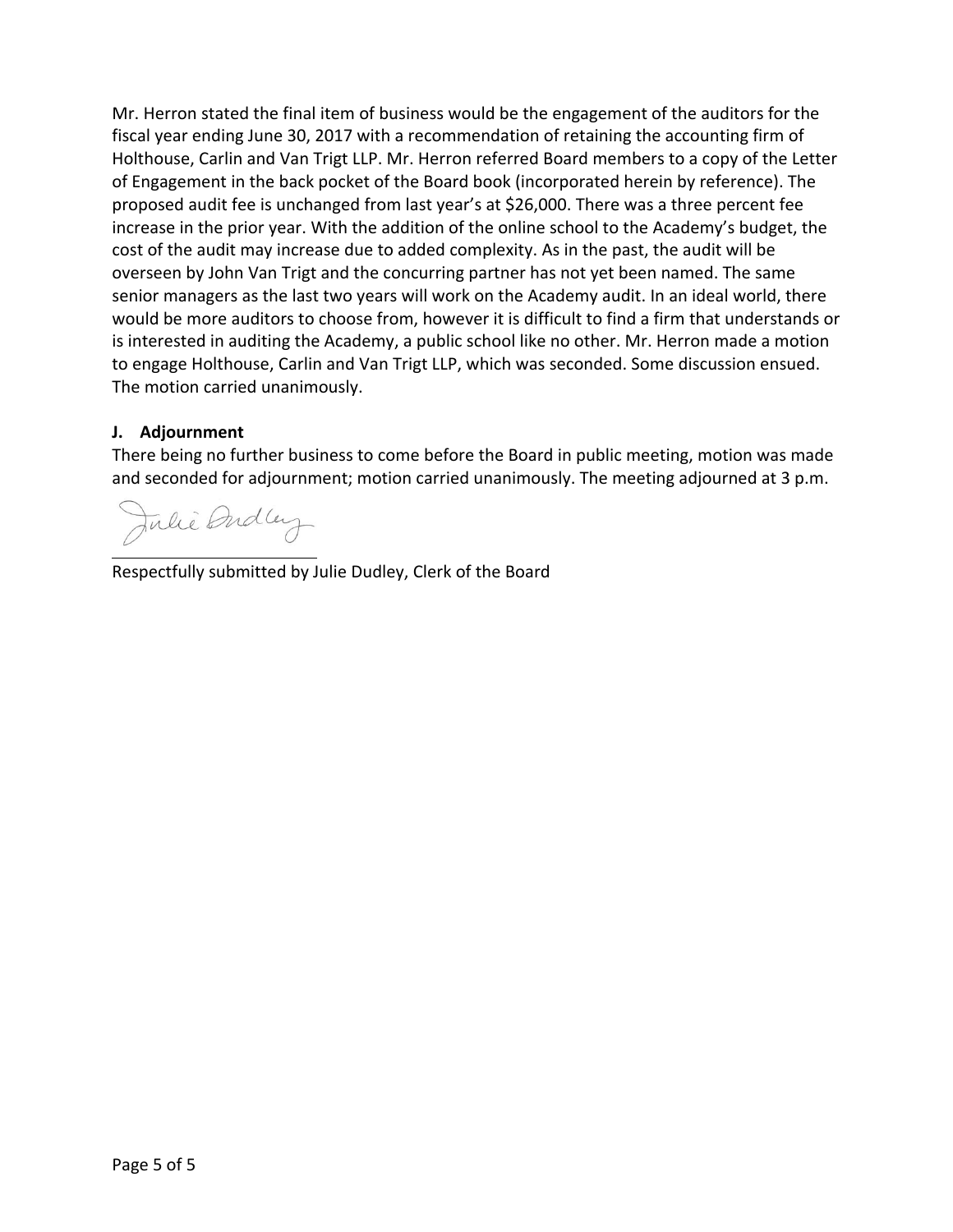Mr. Herron stated the final item of business would be the engagement of the auditors for the fiscal year ending June 30, 2017 with a recommendation of retaining the accounting firm of Holthouse, Carlin and Van Trigt LLP. Mr. Herron referred Board members to a copy of the Letter of Engagement in the back pocket of the Board book (incorporated herein by reference). The proposed audit fee is unchanged from last year's at $26,000. There was a three percent fee increase in the prior year. With the addition of the online school to the Academy's budget, the cost of the audit may increase due to added complexity. As in the past, the audit will be overseen by John Van Trigt and the concurring partner has not yet been named. The same senior managers as the last two years will work on the Academy audit. In an ideal world, there would be more auditors to choose from, however it is difficult to find a firm that understands or is interested in auditing the Academy, a public school like no other. Mr. Herron made a motion to engage Holthouse, Carlin and Van Trigt LLP, which was seconded. Some discussion ensued. The motion carried unanimously.

**J. Adjournment**

There being no further business to come before the Board in public meeting, motion was made and seconded for adjournment; motion carried unanimously. The meeting adjourned at 3 p.m.

Julie Dudley

Respectfully submitted by Julie Dudley, Clerk of the Board